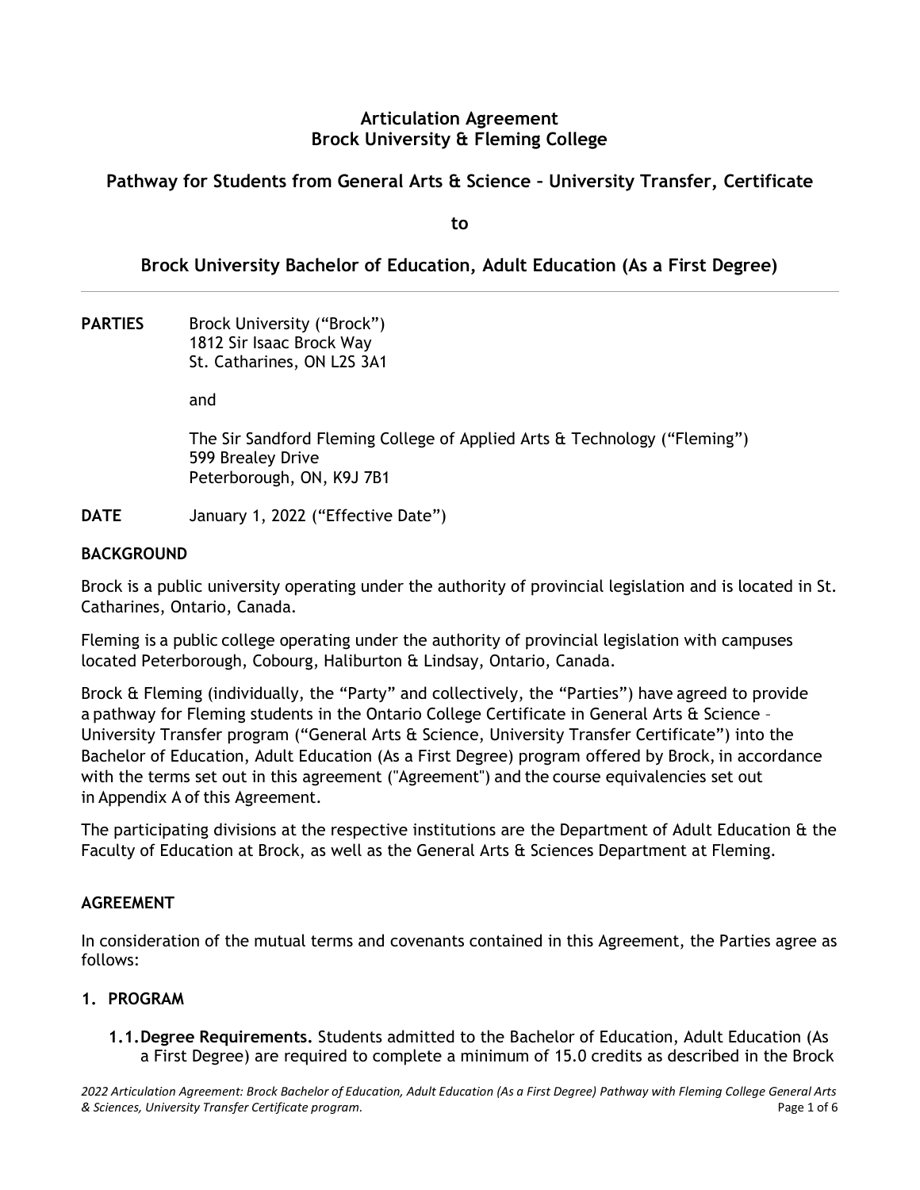# Articulation Agreement
# Brock University & Fleming College

## Pathway for Students from General Arts & Science – University Transfer, Certificate

**to**

## Brock University Bachelor of Education, Adult Education (As a First Degree)

---

**PARTIES** Brock University ("Brock")
1812 Sir Isaac Brock Way
St. Catharines, ON L2S 3A1

and

The Sir Sandford Fleming College of Applied Arts & Technology ("Fleming")
599 Brealey Drive
Peterborough, ON, K9J 7B1

**DATE** January 1, 2022 ("Effective Date")

**BACKGROUND**

Brock is a public university operating under the authority of provincial legislation and is located in St. Catharines, Ontario, Canada.

Fleming is a public college operating under the authority of provincial legislation with campuses located Peterborough, Cobourg, Haliburton & Lindsay, Ontario, Canada.

Brock & Fleming (individually, the "Party" and collectively, the "Parties") have agreed to provide a pathway for Fleming students in the Ontario College Certificate in General Arts & Science – University Transfer program ("General Arts & Science, University Transfer Certificate") into the Bachelor of Education, Adult Education (As a First Degree) program offered by Brock, in accordance with the terms set out in this agreement ("Agreement") and the course equivalencies set out in Appendix A of this Agreement.

The participating divisions at the respective institutions are the Department of Adult Education & the Faculty of Education at Brock, as well as the General Arts & Sciences Department at Fleming.

**AGREEMENT**

In consideration of the mutual terms and covenants contained in this Agreement, the Parties agree as follows:

**1. PROGRAM**

**1.1. Degree Requirements.** Students admitted to the Bachelor of Education, Adult Education (As a First Degree) are required to complete a minimum of 15.0 credits as described in the Brock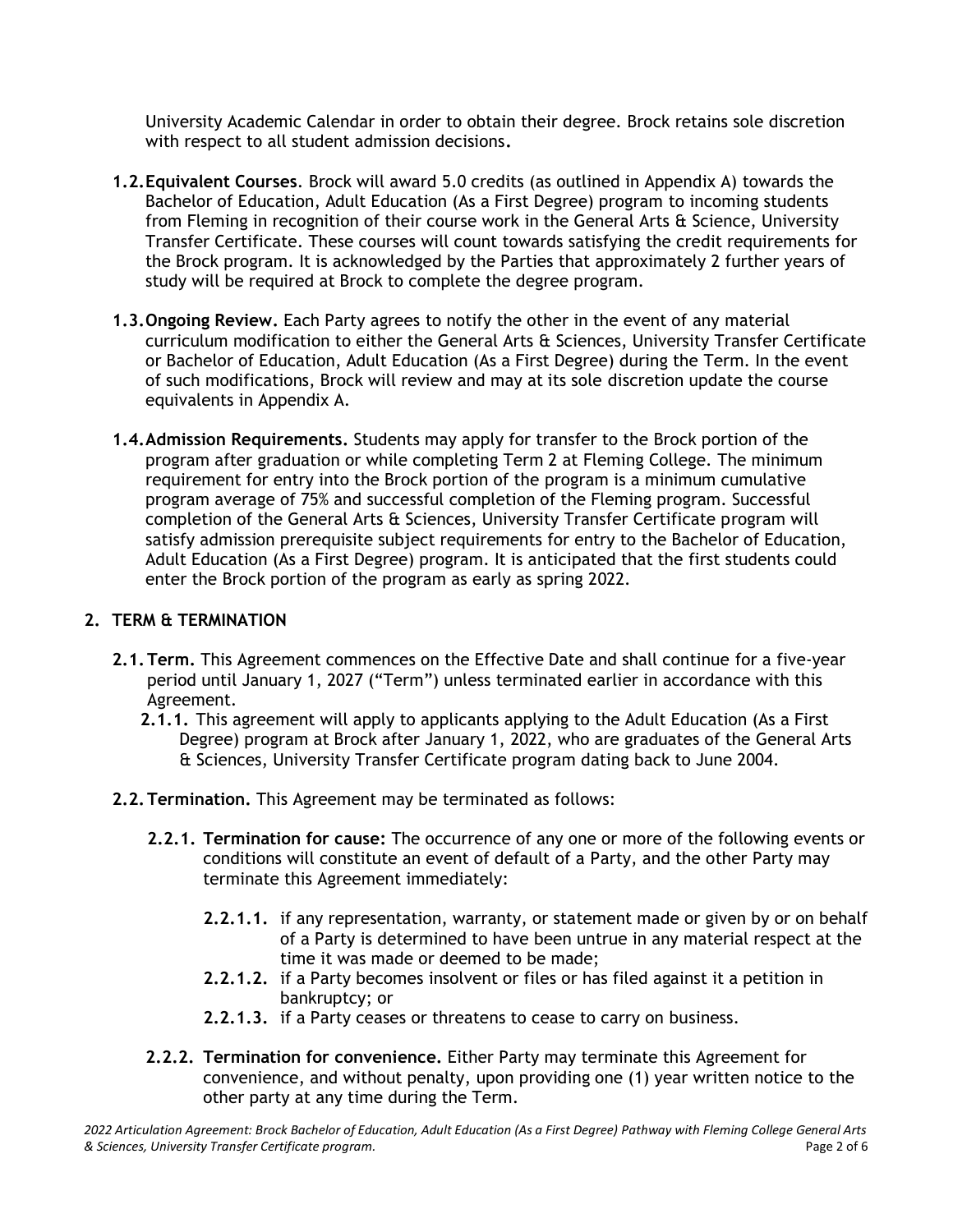University Academic Calendar in order to obtain their degree. Brock retains sole discretion with respect to all student admission decisions**.**

**1.2. Equivalent Courses**. Brock will award 5.0 credits (as outlined in Appendix A) towards the Bachelor of Education, Adult Education (As a First Degree) program to incoming students from Fleming in recognition of their course work in the General Arts & Science, University Transfer Certificate. These courses will count towards satisfying the credit requirements for the Brock program. It is acknowledged by the Parties that approximately 2 further years of study will be required at Brock to complete the degree program.

**1.3. Ongoing Review.** Each Party agrees to notify the other in the event of any material curriculum modification to either the General Arts & Sciences, University Transfer Certificate or Bachelor of Education, Adult Education (As a First Degree) during the Term. In the event of such modifications, Brock will review and may at its sole discretion update the course equivalents in Appendix A.

**1.4. Admission Requirements.** Students may apply for transfer to the Brock portion of the program after graduation or while completing Term 2 at Fleming College. The minimum requirement for entry into the Brock portion of the program is a minimum cumulative program average of 75% and successful completion of the Fleming program. Successful completion of the General Arts & Sciences, University Transfer Certificate program will satisfy admission prerequisite subject requirements for entry to the Bachelor of Education, Adult Education (As a First Degree) program. It is anticipated that the first students could enter the Brock portion of the program as early as spring 2022.

## 2. TERM & TERMINATION

**2.1. Term.** This Agreement commences on the Effective Date and shall continue for a five-year period until January 1, 2027 ("Term") unless terminated earlier in accordance with this Agreement.

**2.1.1.** This agreement will apply to applicants applying to the Adult Education (As a First Degree) program at Brock after January 1, 2022, who are graduates of the General Arts & Sciences, University Transfer Certificate program dating back to June 2004.

**2.2. Termination.** This Agreement may be terminated as follows:

**2.2.1. Termination for cause:** The occurrence of any one or more of the following events or conditions will constitute an event of default of a Party, and the other Party may terminate this Agreement immediately:

**2.2.1.1.** if any representation, warranty, or statement made or given by or on behalf of a Party is determined to have been untrue in any material respect at the time it was made or deemed to be made;

**2.2.1.2.** if a Party becomes insolvent or files or has filed against it a petition in bankruptcy; or

**2.2.1.3.** if a Party ceases or threatens to cease to carry on business.

**2.2.2. Termination for convenience.** Either Party may terminate this Agreement for convenience, and without penalty, upon providing one (1) year written notice to the other party at any time during the Term.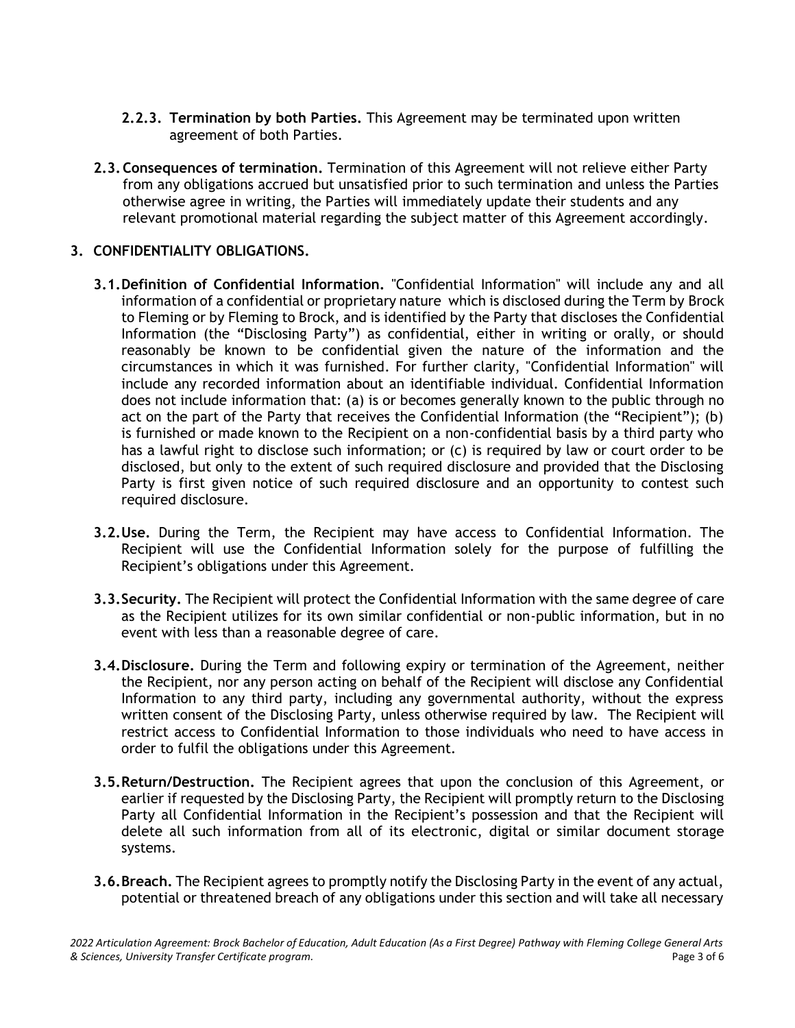**2.2.3. Termination by both Parties.** This Agreement may be terminated upon written agreement of both Parties.

**2.3. Consequences of termination.** Termination of this Agreement will not relieve either Party from any obligations accrued but unsatisfied prior to such termination and unless the Parties otherwise agree in writing, the Parties will immediately update their students and any relevant promotional material regarding the subject matter of this Agreement accordingly.

## 3. CONFIDENTIALITY OBLIGATIONS.

**3.1. Definition of Confidential Information.** "Confidential Information" will include any and all information of a confidential or proprietary nature which is disclosed during the Term by Brock to Fleming or by Fleming to Brock, and is identified by the Party that discloses the Confidential Information (the "Disclosing Party") as confidential, either in writing or orally, or should reasonably be known to be confidential given the nature of the information and the circumstances in which it was furnished. For further clarity, "Confidential Information" will include any recorded information about an identifiable individual. Confidential Information does not include information that: (a) is or becomes generally known to the public through no act on the part of the Party that receives the Confidential Information (the "Recipient"); (b) is furnished or made known to the Recipient on a non-confidential basis by a third party who has a lawful right to disclose such information; or (c) is required by law or court order to be disclosed, but only to the extent of such required disclosure and provided that the Disclosing Party is first given notice of such required disclosure and an opportunity to contest such required disclosure.

**3.2. Use.** During the Term, the Recipient may have access to Confidential Information. The Recipient will use the Confidential Information solely for the purpose of fulfilling the Recipient's obligations under this Agreement.

**3.3. Security.** The Recipient will protect the Confidential Information with the same degree of care as the Recipient utilizes for its own similar confidential or non-public information, but in no event with less than a reasonable degree of care.

**3.4. Disclosure.** During the Term and following expiry or termination of the Agreement, neither the Recipient, nor any person acting on behalf of the Recipient will disclose any Confidential Information to any third party, including any governmental authority, without the express written consent of the Disclosing Party, unless otherwise required by law. The Recipient will restrict access to Confidential Information to those individuals who need to have access in order to fulfil the obligations under this Agreement.

**3.5. Return/Destruction.** The Recipient agrees that upon the conclusion of this Agreement, or earlier if requested by the Disclosing Party, the Recipient will promptly return to the Disclosing Party all Confidential Information in the Recipient's possession and that the Recipient will delete all such information from all of its electronic, digital or similar document storage systems.

**3.6. Breach.** The Recipient agrees to promptly notify the Disclosing Party in the event of any actual, potential or threatened breach of any obligations under this section and will take all necessary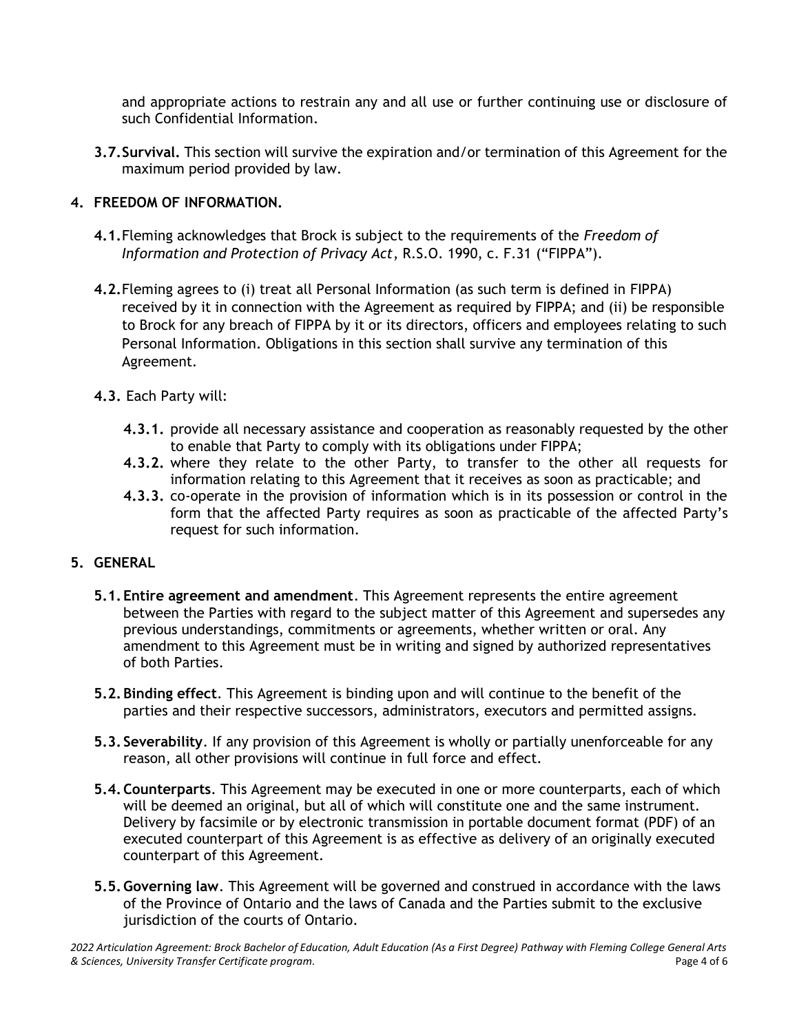and appropriate actions to restrain any and all use or further continuing use or disclosure of such Confidential Information.

**3.7. Survival.** This section will survive the expiration and/or termination of this Agreement for the maximum period provided by law.

## 4. FREEDOM OF INFORMATION.

**4.1.** Fleming acknowledges that Brock is subject to the requirements of the *Freedom of Information and Protection of Privacy Act*, R.S.O. 1990, c. F.31 ("FIPPA").

**4.2.** Fleming agrees to (i) treat all Personal Information (as such term is defined in FIPPA) received by it in connection with the Agreement as required by FIPPA; and (ii) be responsible to Brock for any breach of FIPPA by it or its directors, officers and employees relating to such Personal Information. Obligations in this section shall survive any termination of this Agreement.

**4.3.** Each Party will:

- **4.3.1.** provide all necessary assistance and cooperation as reasonably requested by the other to enable that Party to comply with its obligations under FIPPA;
- **4.3.2.** where they relate to the other Party, to transfer to the other all requests for information relating to this Agreement that it receives as soon as practicable; and
- **4.3.3.** co-operate in the provision of information which is in its possession or control in the form that the affected Party requires as soon as practicable of the affected Party's request for such information.

## 5. GENERAL

**5.1. Entire agreement and amendment**. This Agreement represents the entire agreement between the Parties with regard to the subject matter of this Agreement and supersedes any previous understandings, commitments or agreements, whether written or oral. Any amendment to this Agreement must be in writing and signed by authorized representatives of both Parties.

**5.2. Binding effect**. This Agreement is binding upon and will continue to the benefit of the parties and their respective successors, administrators, executors and permitted assigns.

**5.3. Severability**. If any provision of this Agreement is wholly or partially unenforceable for any reason, all other provisions will continue in full force and effect.

**5.4. Counterparts**. This Agreement may be executed in one or more counterparts, each of which will be deemed an original, but all of which will constitute one and the same instrument. Delivery by facsimile or by electronic transmission in portable document format (PDF) of an executed counterpart of this Agreement is as effective as delivery of an originally executed counterpart of this Agreement.

**5.5. Governing law**. This Agreement will be governed and construed in accordance with the laws of the Province of Ontario and the laws of Canada and the Parties submit to the exclusive jurisdiction of the courts of Ontario.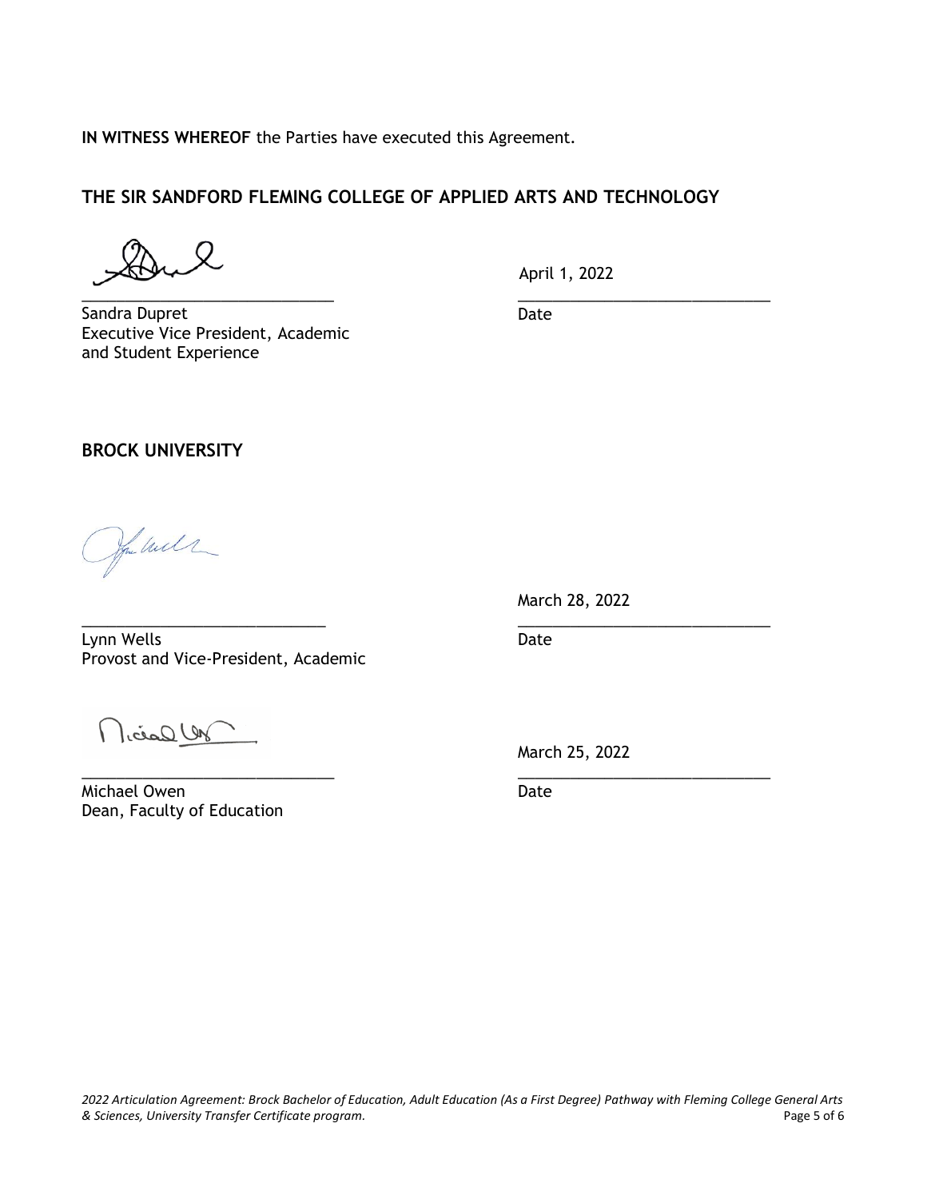**IN WITNESS WHEREOF** the Parties have executed this Agreement.

**THE SIR SANDFORD FLEMING COLLEGE OF APPLIED ARTS AND TECHNOLOGY**

| | |
|---|---|
| _____________________________ | April 1, 2022 |
| Sandra Dupret<br>Executive Vice President, Academic and Student Experience | Date |

**BROCK UNIVERSITY**

| | |
|---|---|
| _____________________________ | March 28, 2022 |
| Lynn Wells<br>Provost and Vice-President, Academic | Date |
| _____________________________ | March 25, 2022 |
| Michael Owen<br>Dean, Faculty of Education | Date |

*2022 Articulation Agreement: Brock Bachelor of Education, Adult Education (As a First Degree) Pathway with Fleming College General Arts & Sciences, University Transfer Certificate program.*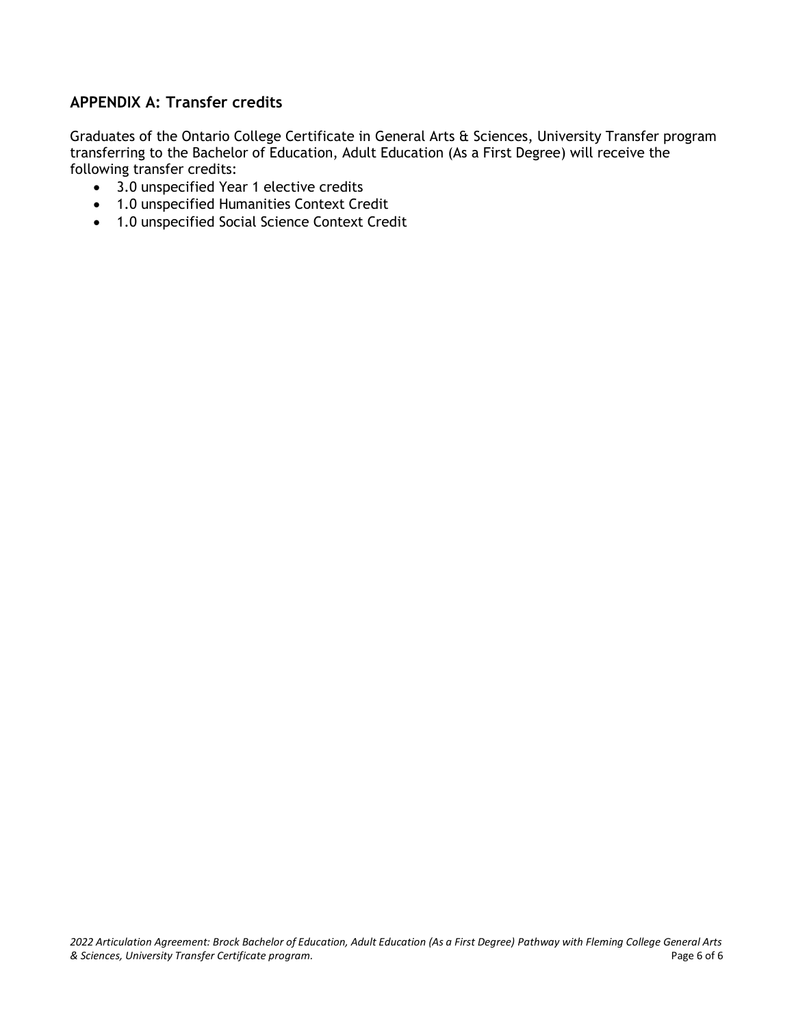## APPENDIX A: Transfer credits

Graduates of the Ontario College Certificate in General Arts & Sciences, University Transfer program transferring to the Bachelor of Education, Adult Education (As a First Degree) will receive the following transfer credits:

- 3.0 unspecified Year 1 elective credits
- 1.0 unspecified Humanities Context Credit
- 1.0 unspecified Social Science Context Credit